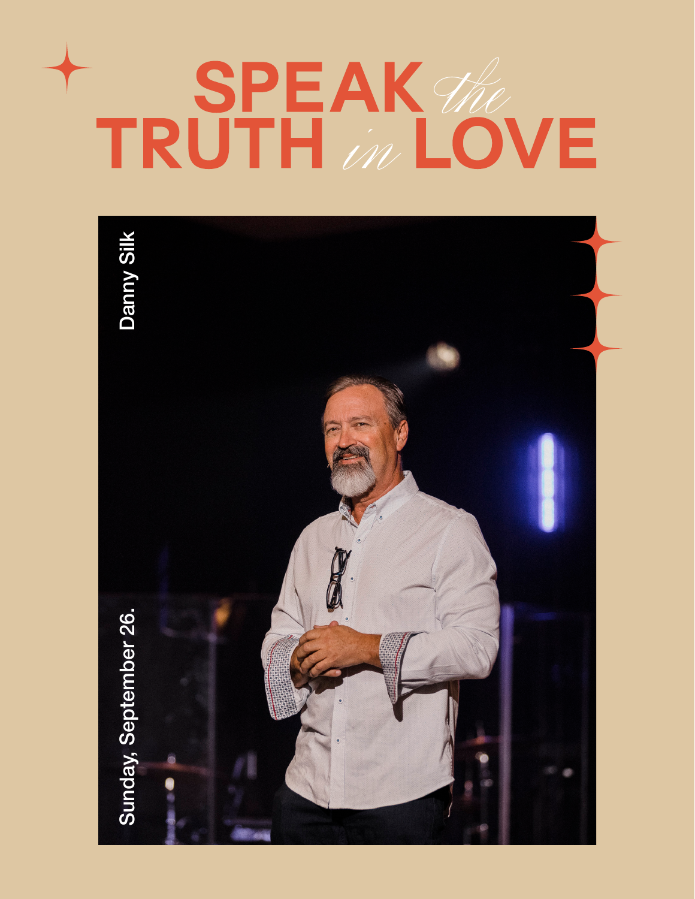# SPEAK *the* TRUTH *in* LOVE

Danny Silk

Sunday, September 26.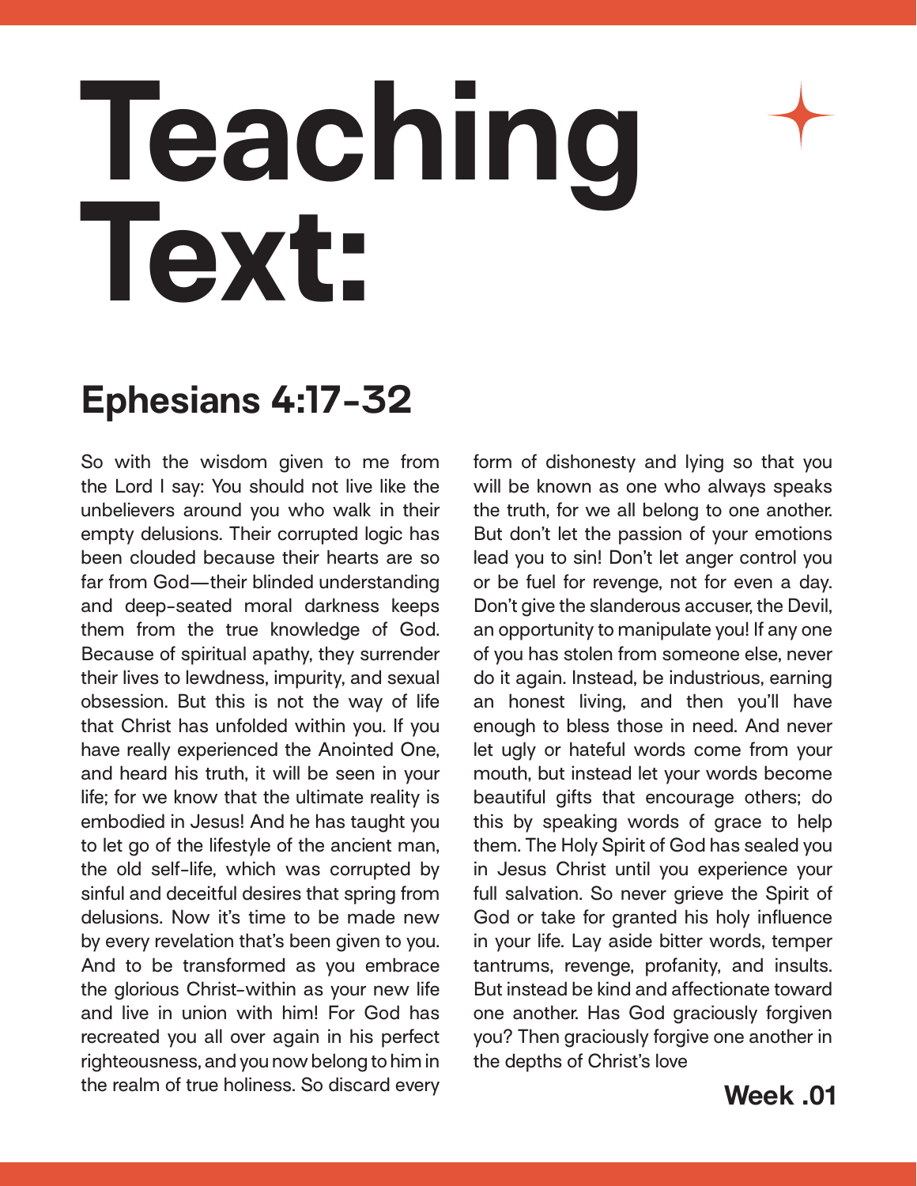# Teaching Text:

## Ephesians 4:17-32

So with the wisdom given to me from the Lord I say: You should not live like the unbelievers around you who walk in their empty delusions. Their corrupted logic has been clouded because their hearts are so far from God—their blinded understanding and deep-seated moral darkness keeps them from the true knowledge of God. Because of spiritual apathy, they surrender their lives to lewdness, impurity, and sexual obsession. But this is not the way of life that Christ has unfolded within you. If you have really experienced the Anointed One, and heard his truth, it will be seen in your life; for we know that the ultimate reality is embodied in Jesus! And he has taught you to let go of the lifestyle of the ancient man, the old self-life, which was corrupted by sinful and deceitful desires that spring from delusions. Now it's time to be made new by every revelation that's been given to you. And to be transformed as you embrace the glorious Christ-within as your new life and live in union with him! For God has recreated you all over again in his perfect righteousness, and you now belong to him in the realm of true holiness. So discard every form of dishonesty and lying so that you will be known as one who always speaks the truth, for we all belong to one another. But don't let the passion of your emotions lead you to sin! Don't let anger control you or be fuel for revenge, not for even a day. Don't give the slanderous accuser, the Devil, an opportunity to manipulate you! If any one of you has stolen from someone else, never do it again. Instead, be industrious, earning an honest living, and then you'll have enough to bless those in need. And never let ugly or hateful words come from your mouth, but instead let your words become beautiful gifts that encourage others; do this by speaking words of grace to help them. The Holy Spirit of God has sealed you in Jesus Christ until you experience your full salvation. So never grieve the Spirit of God or take for granted his holy influence in your life. Lay aside bitter words, temper tantrums, revenge, profanity, and insults. But instead be kind and affectionate toward one another. Has God graciously forgiven you? Then graciously forgive one another in the depths of Christ's love

**Week .01**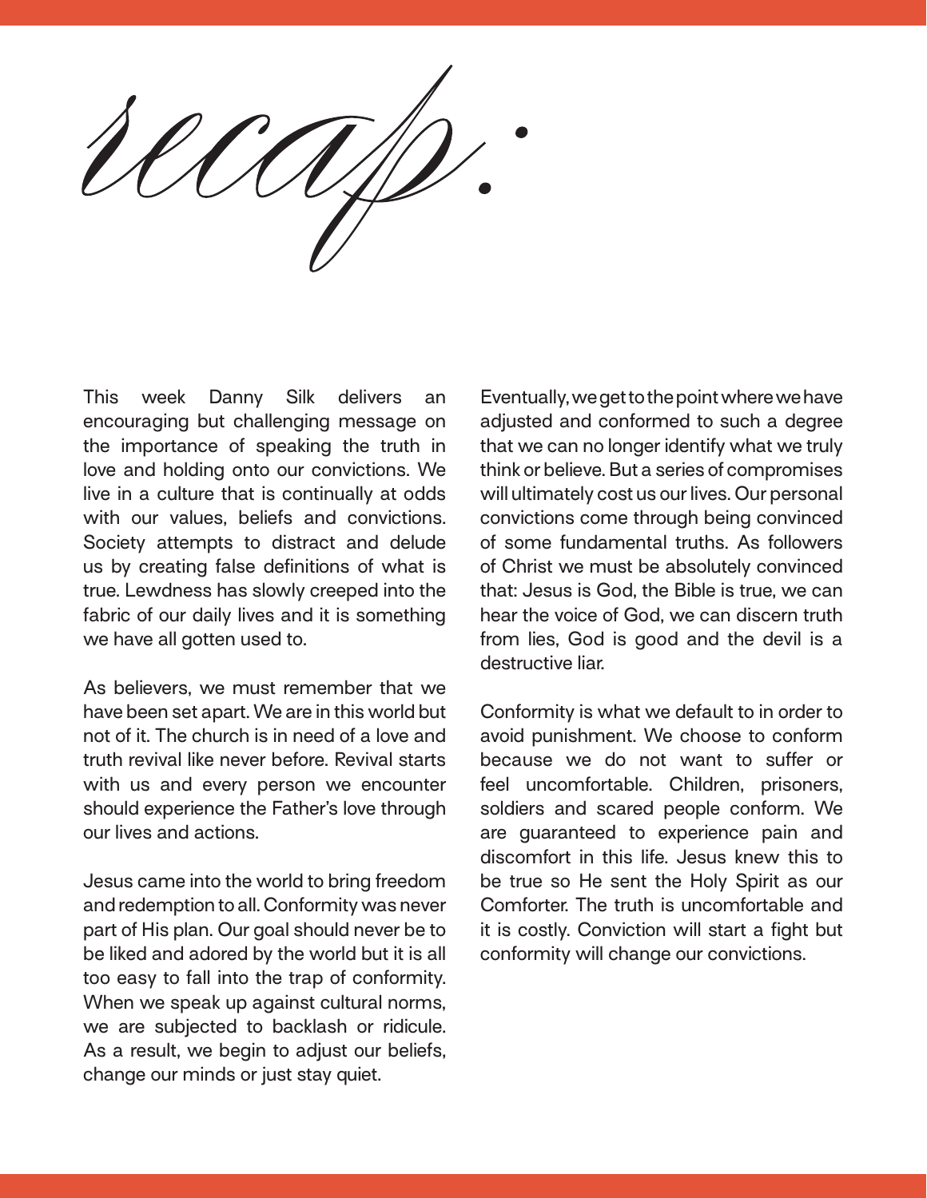# recap:

This week Danny Silk delivers an encouraging but challenging message on the importance of speaking the truth in love and holding onto our convictions. We live in a culture that is continually at odds with our values, beliefs and convictions. Society attempts to distract and delude us by creating false definitions of what is true. Lewdness has slowly creeped into the fabric of our daily lives and it is something we have all gotten used to.

As believers, we must remember that we have been set apart. We are in this world but not of it. The church is in need of a love and truth revival like never before. Revival starts with us and every person we encounter should experience the Father's love through our lives and actions.

Jesus came into the world to bring freedom and redemption to all. Conformity was never part of His plan. Our goal should never be to be liked and adored by the world but it is all too easy to fall into the trap of conformity. When we speak up against cultural norms, we are subjected to backlash or ridicule. As a result, we begin to adjust our beliefs, change our minds or just stay quiet.

Eventually, we get to the point where we have adjusted and conformed to such a degree that we can no longer identify what we truly think or believe. But a series of compromises will ultimately cost us our lives. Our personal convictions come through being convinced of some fundamental truths. As followers of Christ we must be absolutely convinced that: Jesus is God, the Bible is true, we can hear the voice of God, we can discern truth from lies, God is good and the devil is a destructive liar.

Conformity is what we default to in order to avoid punishment. We choose to conform because we do not want to suffer or feel uncomfortable. Children, prisoners, soldiers and scared people conform. We are guaranteed to experience pain and discomfort in this life. Jesus knew this to be true so He sent the Holy Spirit as our Comforter. The truth is uncomfortable and it is costly. Conviction will start a fight but conformity will change our convictions.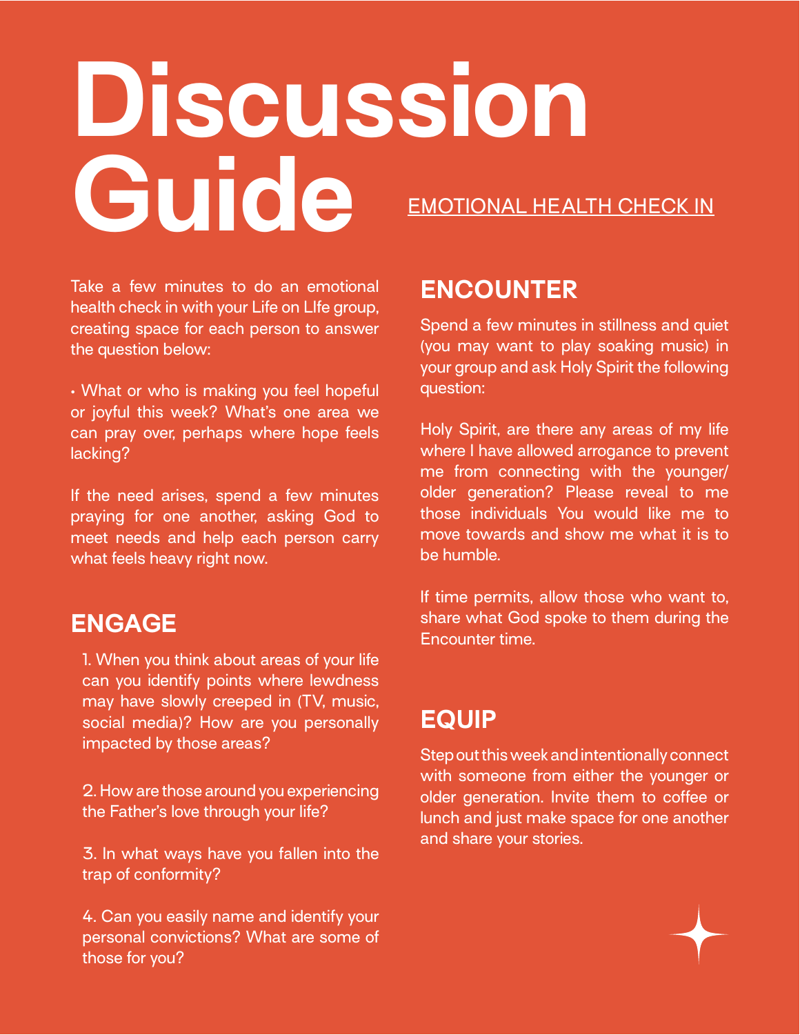# Discussion Guide

EMOTIONAL HEALTH CHECK IN

Take a few minutes to do an emotional health check in with your Life on LIfe group, creating space for each person to answer the question below:

- What or who is making you feel hopeful or joyful this week? What's one area we can pray over, perhaps where hope feels lacking?

If the need arises, spend a few minutes praying for one another, asking God to meet needs and help each person carry what feels heavy right now.

## ENGAGE

1. When you think about areas of your life can you identify points where lewdness may have slowly creeped in (TV, music, social media)? How are you personally impacted by those areas?

2. How are those around you experiencing the Father's love through your life?

3. In what ways have you fallen into the trap of conformity?

4. Can you easily name and identify your personal convictions? What are some of those for you?

## ENCOUNTER

Spend a few minutes in stillness and quiet (you may want to play soaking music) in your group and ask Holy Spirit the following question:

Holy Spirit, are there any areas of my life where I have allowed arrogance to prevent me from connecting with the younger/older generation? Please reveal to me those individuals You would like me to move towards and show me what it is to be humble.

If time permits, allow those who want to, share what God spoke to them during the Encounter time.

## EQUIP

Step out this week and intentionally connect with someone from either the younger or older generation. Invite them to coffee or lunch and just make space for one another and share your stories.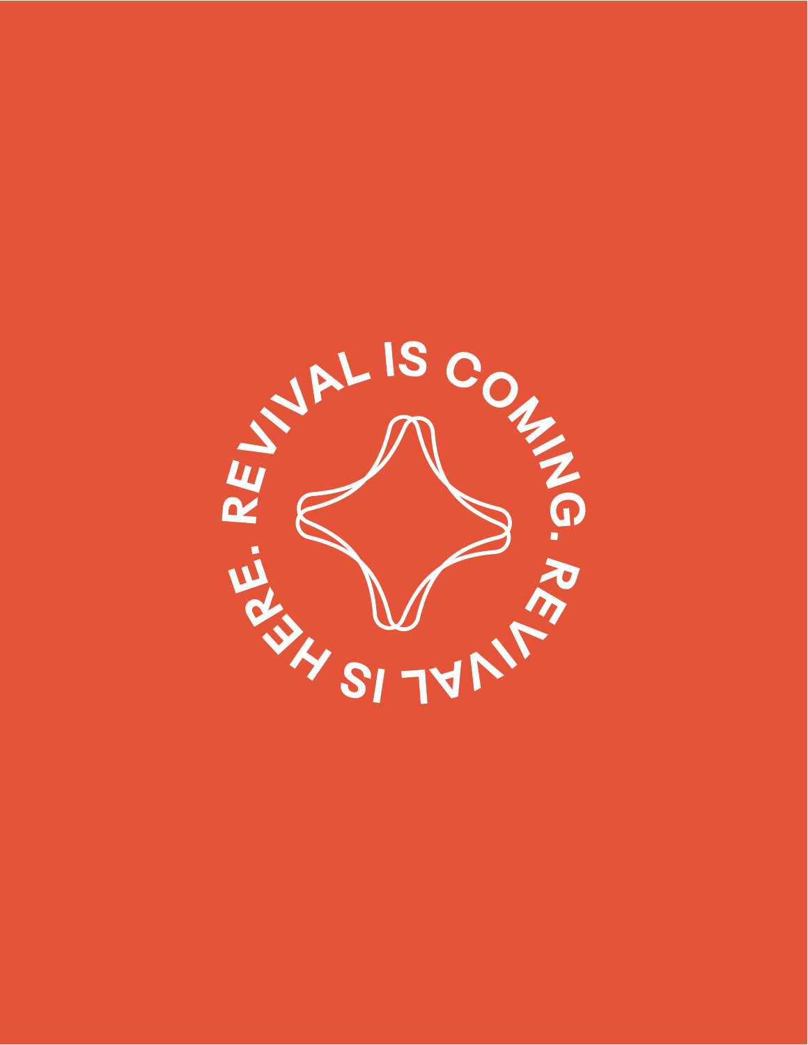REVIVAL IS COMING. REVIVAL IS HERE.